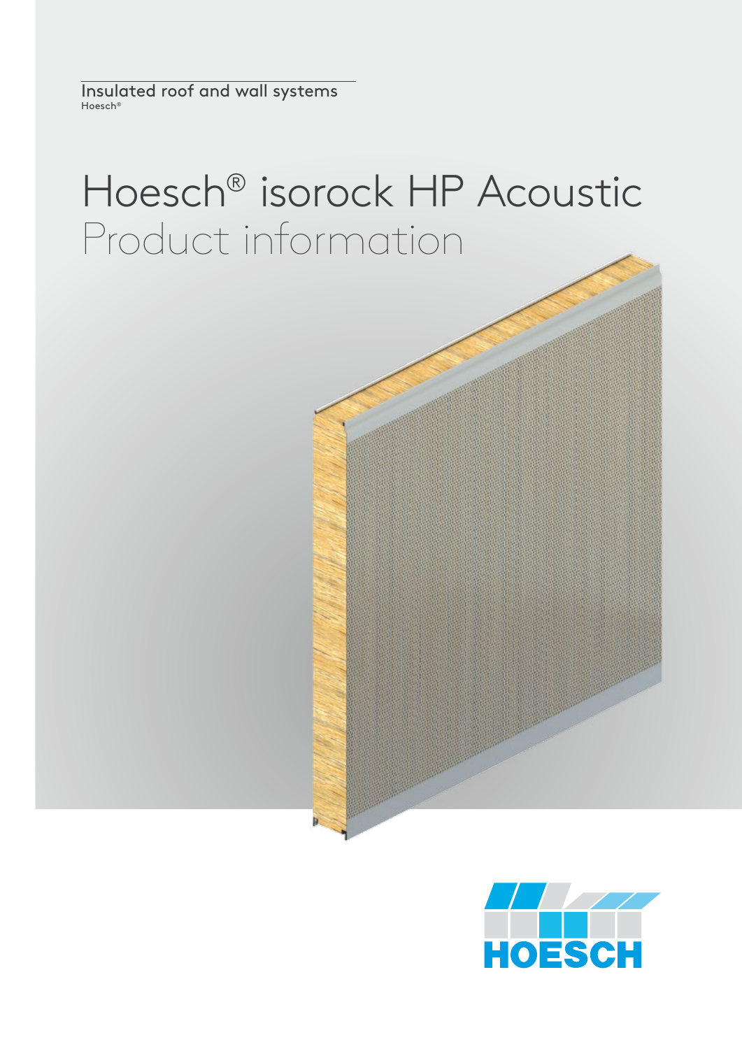Insulated roof and wall systems
Hoesch®

# Hoesch® isorock HP Acoustic
## Product information

HOESCH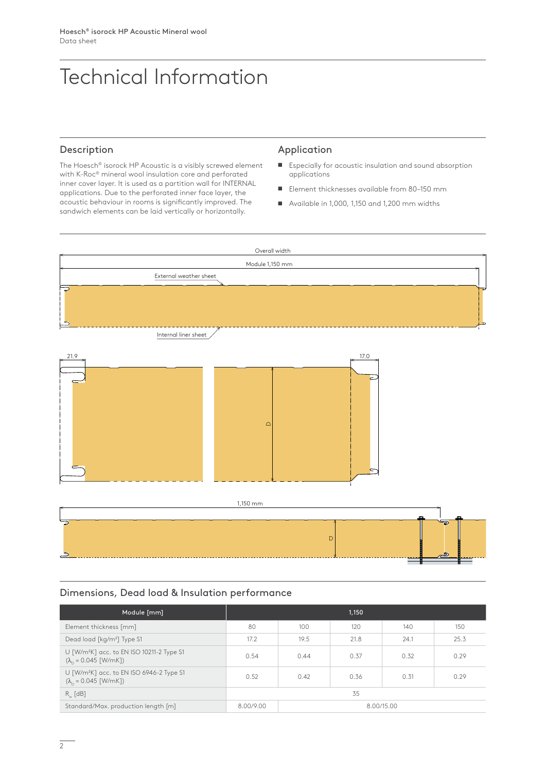Hoesch® isorock HP Acoustic Mineral wool
Data sheet

# Technical Information

## Description

The Hoesch® isorock HP Acoustic is a visibly screwed element with K-Roc® mineral wool insulation core and perforated inner cover layer. It is used as a partition wall for INTERNAL applications. Due to the perforated inner face layer, the acoustic behaviour in rooms is significantly improved. The sandwich elements can be laid vertically or horizontally.

## Application

- Especially for acoustic insulation and sound absorption applications
- Element thicknesses available from 80–150 mm
- Available in 1,000, 1,150 and 1,200 mm widths

Overall width

Module 1,150 mm

External weather sheet

Internal liner sheet

21.9

17.0

D

1,150 mm

D

## Dimensions, Dead load & Insulation performance

| Module [mm] | 1,150 | | | | |
|---|---|---|---|---|---|
| Element thickness [mm] | 80 | 100 | 120 | 140 | 150 |
| Dead load [kg/m²] Type S1 | 17.2 | 19.5 | 21.8 | 24.1 | 25.3 |
| U [W/m²K] acc. to EN ISO 10211-2 Type S1 ($\lambda_D$ = 0.045 [W/mK]) | 0.54 | 0.44 | 0.37 | 0.32 | 0.29 |
| U [W/m²K] acc. to EN ISO 6946-2 Type S1 ($\lambda_D$ = 0.045 [W/mK]) | 0.52 | 0.42 | 0.36 | 0.31 | 0.29 |
| $R_w$ [dB] | 35 | | | | |
| Standard/Max. production length [m] | 8.00/9.00 | 8.00/15.00 | | | |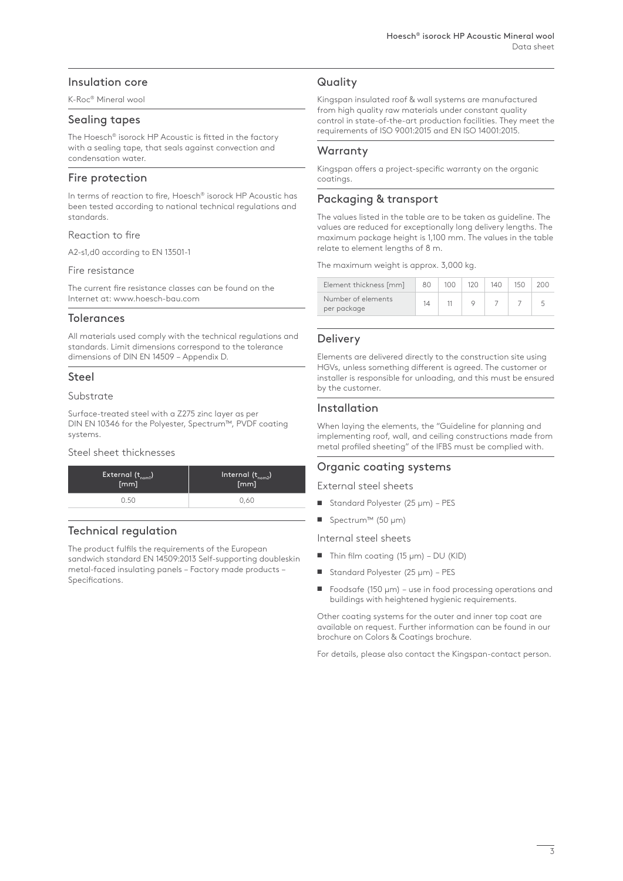## Insulation core

K-Roc® Mineral wool

## Sealing tapes

The Hoesch® isorock HP Acoustic is fitted in the factory with a sealing tape, that seals against convection and condensation water.

## Fire protection

In terms of reaction to fire, Hoesch® isorock HP Acoustic has been tested according to national technical regulations and standards.

### Reaction to fire

A2-s1,d0 according to EN 13501-1

### Fire resistance

The current fire resistance classes can be found on the Internet at: www.hoesch-bau.com

## Tolerances

All materials used comply with the technical regulations and standards. Limit dimensions correspond to the tolerance dimensions of DIN EN 14509 – Appendix D.

## Steel

### Substrate

Surface-treated steel with a Z275 zinc layer as per DIN EN 10346 for the Polyester, Spectrum™, PVDF coating systems.

### Steel sheet thicknesses

| External ($t_{nom1}$) [mm] | Internal ($t_{nom2}$) [mm] |
|---|---|
| 0.50 | 0,60 |

## Technical regulation

The product fulfils the requirements of the European sandwich standard EN 14509:2013 Self-supporting doubleskin metal-faced insulating panels – Factory made products – Specifications.

## Quality

Kingspan insulated roof & wall systems are manufactured from high quality raw materials under constant quality control in state-of-the-art production facilities. They meet the requirements of ISO 9001:2015 and EN ISO 14001:2015.

## Warranty

Kingspan offers a project-specific warranty on the organic coatings.

## Packaging & transport

The values listed in the table are to be taken as guideline. The values are reduced for exceptionally long delivery lengths. The maximum package height is 1,100 mm. The values in the table relate to element lengths of 8 m.

The maximum weight is approx. 3,000 kg.

| Element thickness [mm] | 80 | 100 | 120 | 140 | 150 | 200 |
|---|---|---|---|---|---|---|
| Number of elements per package | 14 | 11 | 9 | 7 | 7 | 5 |

## Delivery

Elements are delivered directly to the construction site using HGVs, unless something different is agreed. The customer or installer is responsible for unloading, and this must be ensured by the customer.

## Installation

When laying the elements, the "Guideline for planning and implementing roof, wall, and ceiling constructions made from metal profiled sheeting" of the IFBS must be complied with.

## Organic coating systems

### External steel sheets

- Standard Polyester (25 µm) – PES
- Spectrum™ (50 µm)

### Internal steel sheets

- Thin film coating (15 µm) – DU (KID)
- Standard Polyester (25 µm) – PES
- Foodsafe (150 µm) – use in food processing operations and buildings with heightened hygienic requirements.

Other coating systems for the outer and inner top coat are available on request. Further information can be found in our brochure on Colors & Coatings brochure.

For details, please also contact the Kingspan-contact person.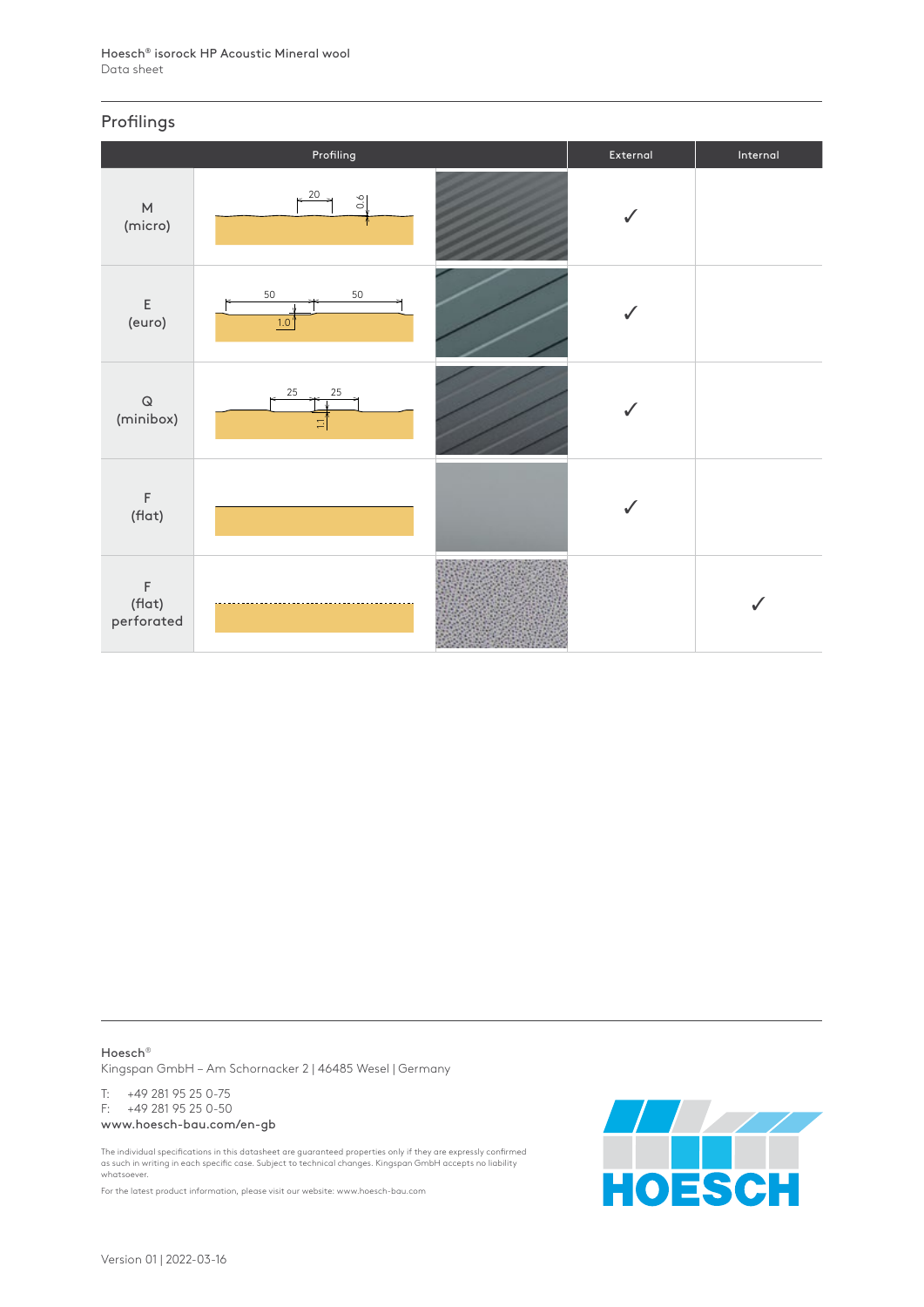## Profilings

| Profiling | | | External | Internal |
|---|---|---|---|---|
| M (micro) | 20, 0.6 | | ✓ | |
| E (euro) | 50, 50, 1.0 | | ✓ | |
| Q (minibox) | 25, 25, 1.1 | | ✓ | |
| F (flat) | | | ✓ | |
| F (flat) perforated | | | | ✓ |

Hoesch®
Kingspan GmbH – Am Schornacker 2 | 46485 Wesel | Germany

T: +49 281 95 25 0-75
F: +49 281 95 25 0-50
**www.hoesch-bau.com/en-gb**

The individual specifications in this datasheet are guaranteed properties only if they are expressly confirmed as such in writing in each specific case. Subject to technical changes. Kingspan GmbH accepts no liability whatsoever.

For the latest product information, please visit our website: www.hoesch-bau.com

HOESCH

Version 01 | 2022-03-16